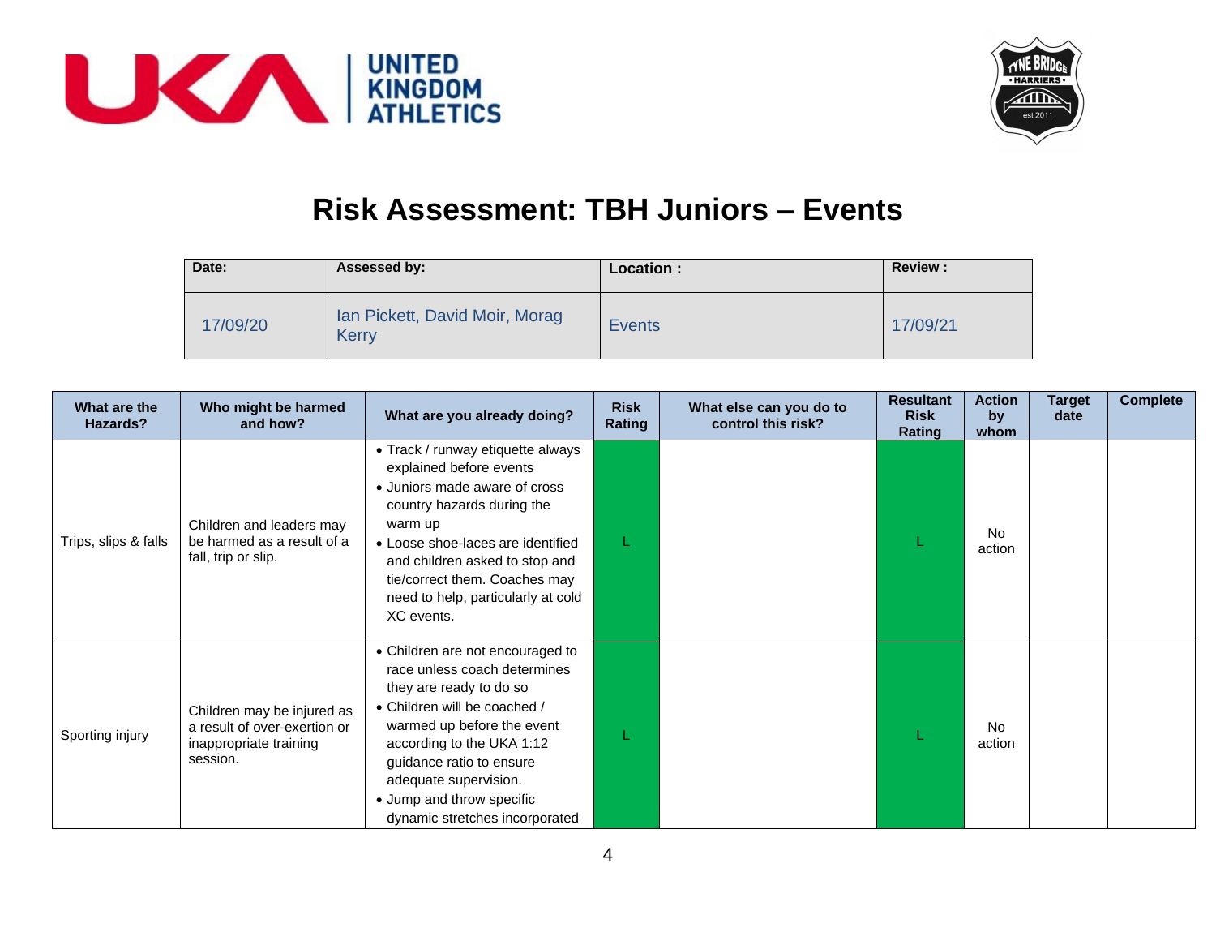# Risk Assessment: TBH Juniors – Events

| Date: | Assessed by: | Location : | Review : |
|---|---|---|---|
| 17/09/20 | Ian Pickett, David Moir, Morag Kerry | Events | 17/09/21 |

| What are the Hazards? | Who might be harmed and how? | What are you already doing? | Risk Rating | What else can you do to control this risk? | Resultant Risk Rating | Action by whom | Target date | Complete |
|---|---|---|---|---|---|---|---|---|
| Trips, slips & falls | Children and leaders may be harmed as a result of a fall, trip or slip. | • Track / runway etiquette always explained before events<br>• Juniors made aware of cross country hazards during the warm up<br>• Loose shoe-laces are identified and children asked to stop and tie/correct them. Coaches may need to help, particularly at cold XC events. | L | | L | No action | | |
| Sporting injury | Children may be injured as a result of over-exertion or inappropriate training session. | • Children are not encouraged to race unless coach determines they are ready to do so<br>• Children will be coached / warmed up before the event according to the UKA 1:12 guidance ratio to ensure adequate supervision.<br>• Jump and throw specific dynamic stretches incorporated | L | | L | No action | | |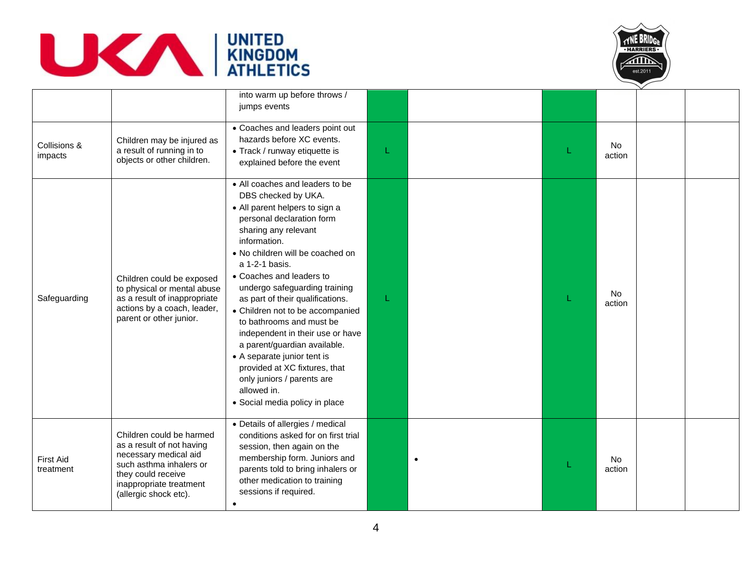| | | | | | | | | |
|---|---|---|---|---|---|---|---|---|
| | | into warm up before throws / jumps events | | | | | | |
| Collisions & impacts | Children may be injured as a result of running in to objects or other children. | • Coaches and leaders point out hazards before XC events.<br>• Track / runway etiquette is explained before the event | L | | L | No action | | |
| Safeguarding | Children could be exposed to physical or mental abuse as a result of inappropriate actions by a coach, leader, parent or other junior. | • All coaches and leaders to be DBS checked by UKA.<br>• All parent helpers to sign a personal declaration form sharing any relevant information.<br>• No children will be coached on a 1-2-1 basis.<br>• Coaches and leaders to undergo safeguarding training as part of their qualifications.<br>• Children not to be accompanied to bathrooms and must be independent in their use or have a parent/guardian available.<br>• A separate junior tent is provided at XC fixtures, that only juniors / parents are allowed in.<br>• Social media policy in place | L | | L | No action | | |
| First Aid treatment | Children could be harmed as a result of not having necessary medical aid such asthma inhalers or they could receive inappropriate treatment (allergic shock etc). | • Details of allergies / medical conditions asked for on first trial session, then again on the membership form. Juniors and parents told to bring inhalers or other medication to training sessions if required.<br>• | | • | L | No action | | |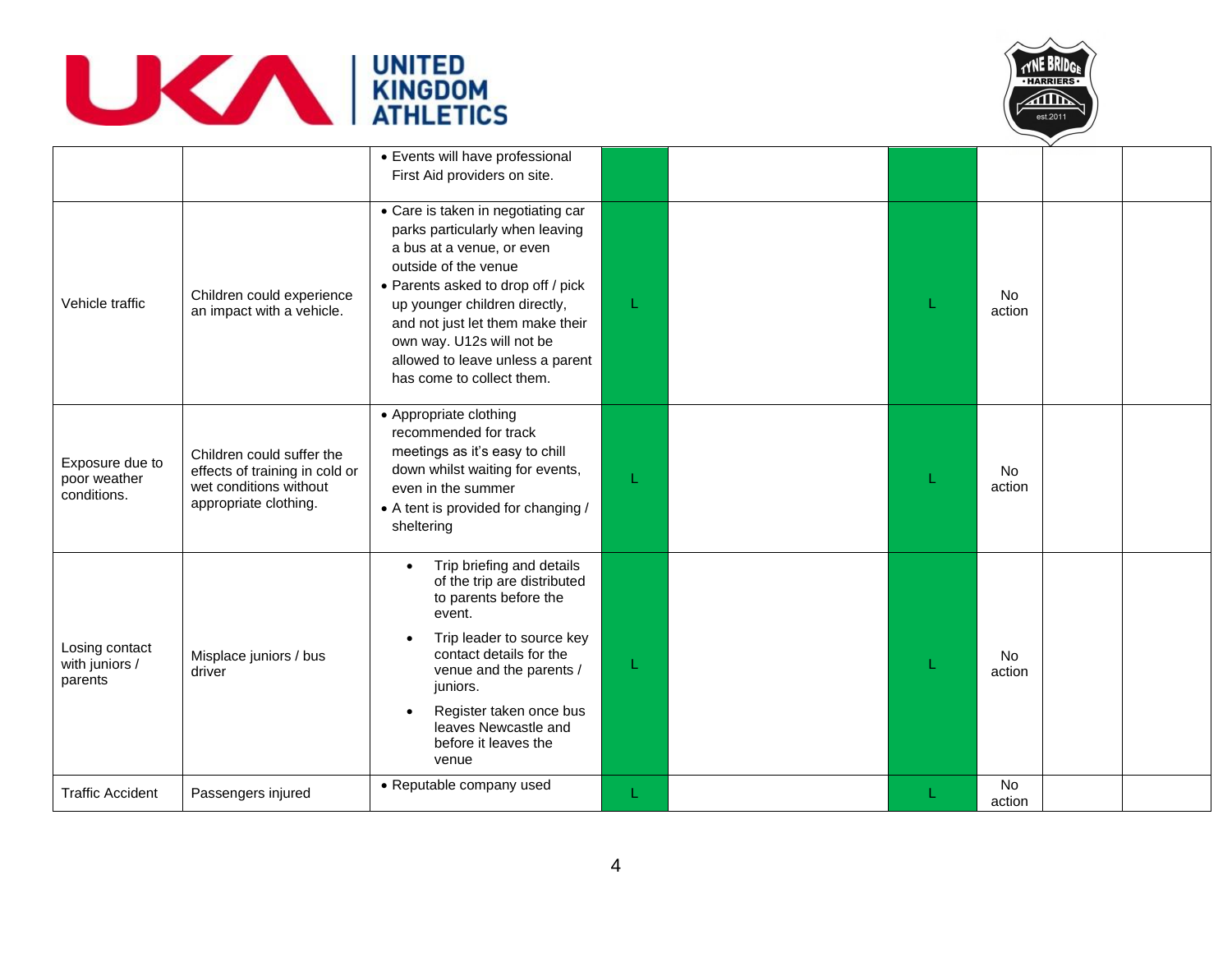| | | | | | | | | |
|---|---|---|---|---|---|---|---|---|
| | | • Events will have professional First Aid providers on site. | | | | | | |
| Vehicle traffic | Children could experience an impact with a vehicle. | • Care is taken in negotiating car parks particularly when leaving a bus at a venue, or even outside of the venue<br>• Parents asked to drop off / pick up younger children directly, and not just let them make their own way. U12s will not be allowed to leave unless a parent has come to collect them. | L | | L | No action | | |
| Exposure due to poor weather conditions. | Children could suffer the effects of training in cold or wet conditions without appropriate clothing. | • Appropriate clothing recommended for track meetings as it's easy to chill down whilst waiting for events, even in the summer<br>• A tent is provided for changing / sheltering | L | | L | No action | | |
| Losing contact with juniors / parents | Misplace juniors / bus driver | • Trip briefing and details of the trip are distributed to parents before the event.<br>• Trip leader to source key contact details for the venue and the parents / juniors.<br>• Register taken once bus leaves Newcastle and before it leaves the venue | L | | L | No action | | |
| Traffic Accident | Passengers injured | • Reputable company used | L | | L | No action | | |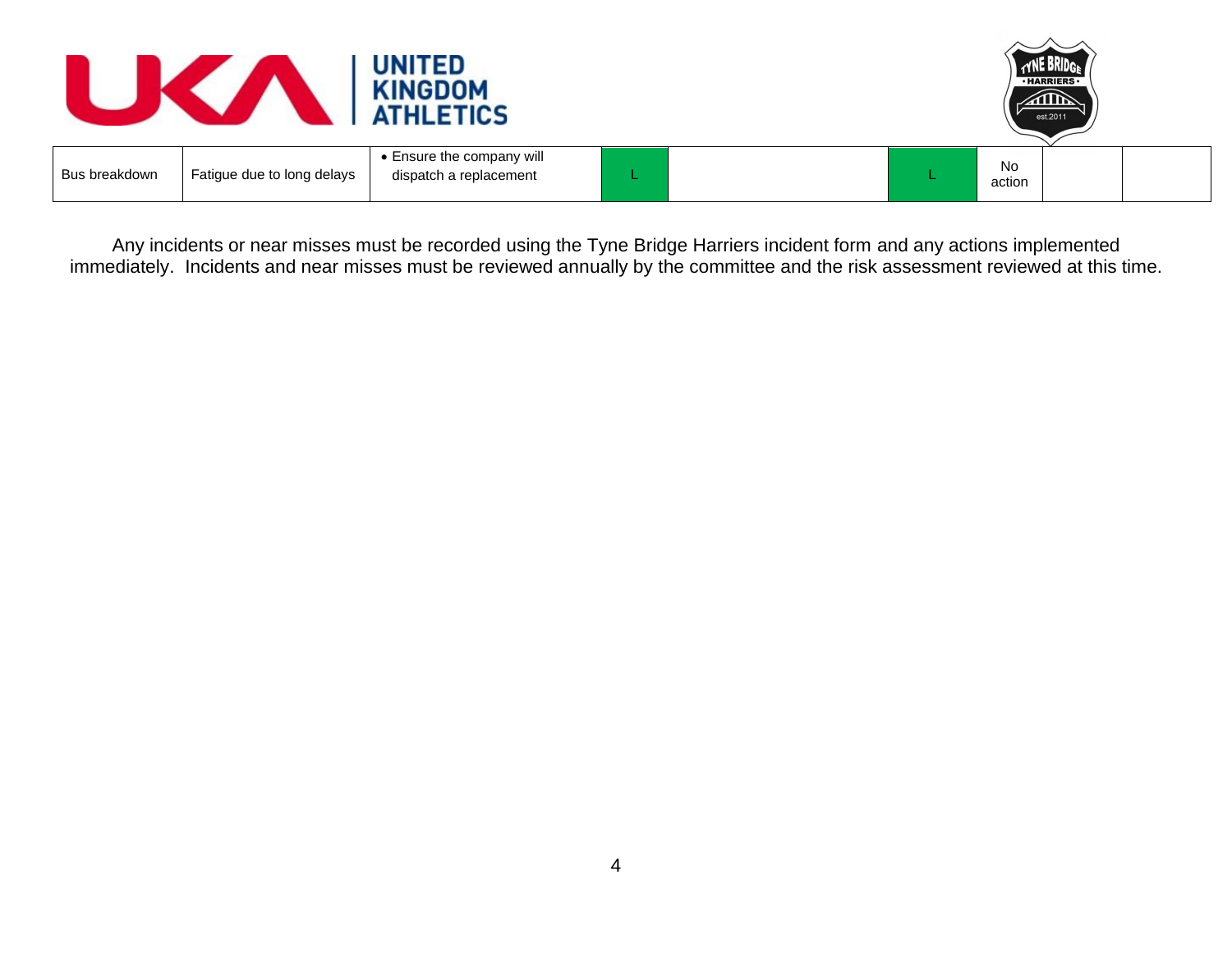| | | | | | | | | |
|---|---|---|---|---|---|---|---|---|
| Bus breakdown | Fatigue due to long delays | • Ensure the company will dispatch a replacement | L | | L | No action | | |

Any incidents or near misses must be recorded using the Tyne Bridge Harriers incident form and any actions implemented immediately. Incidents and near misses must be reviewed annually by the committee and the risk assessment reviewed at this time.